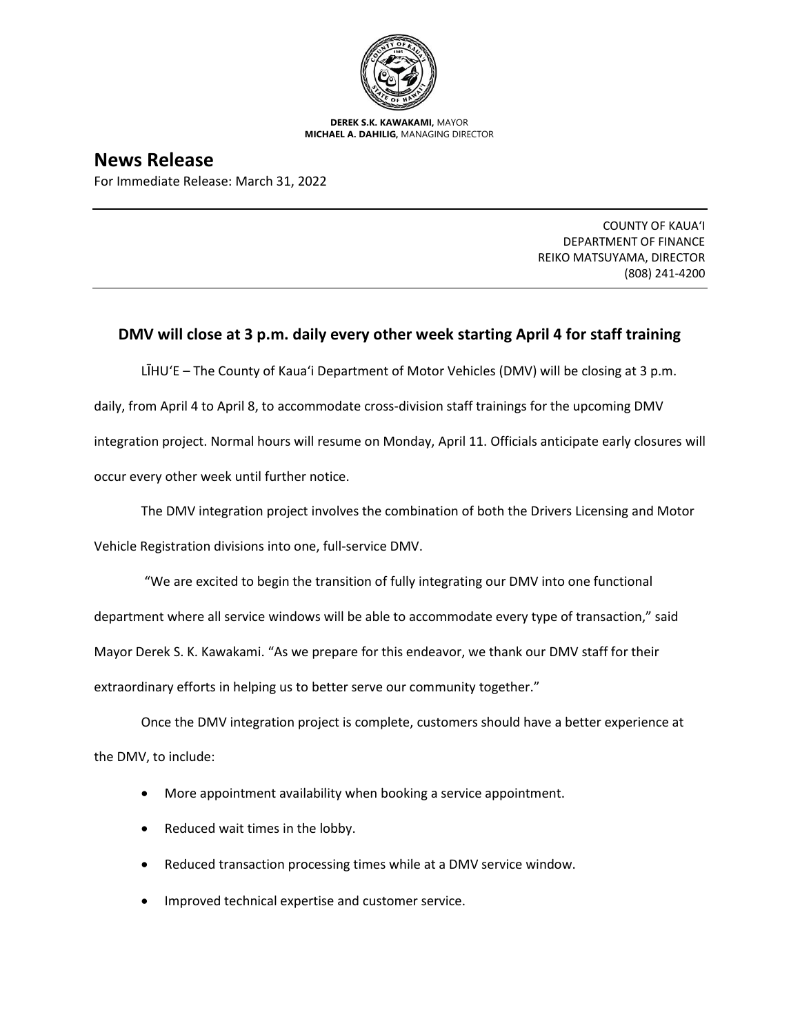**DEREK S.K. KAWAKAMI,** MAYOR
**MICHAEL A. DAHILIG,** MANAGING DIRECTOR

# News Release

For Immediate Release: March 31, 2022

COUNTY OF KAUAʻI
DEPARTMENT OF FINANCE
REIKO MATSUYAMA, DIRECTOR
(808) 241-4200

## DMV will close at 3 p.m. daily every other week starting April 4 for staff training

LĪHUʻE – The County of Kauaʻi Department of Motor Vehicles (DMV) will be closing at 3 p.m. daily, from April 4 to April 8, to accommodate cross-division staff trainings for the upcoming DMV integration project. Normal hours will resume on Monday, April 11. Officials anticipate early closures will occur every other week until further notice.

The DMV integration project involves the combination of both the Drivers Licensing and Motor Vehicle Registration divisions into one, full-service DMV.

"We are excited to begin the transition of fully integrating our DMV into one functional department where all service windows will be able to accommodate every type of transaction," said Mayor Derek S. K. Kawakami. "As we prepare for this endeavor, we thank our DMV staff for their extraordinary efforts in helping us to better serve our community together."

Once the DMV integration project is complete, customers should have a better experience at the DMV, to include:

- More appointment availability when booking a service appointment.
- Reduced wait times in the lobby.
- Reduced transaction processing times while at a DMV service window.
- Improved technical expertise and customer service.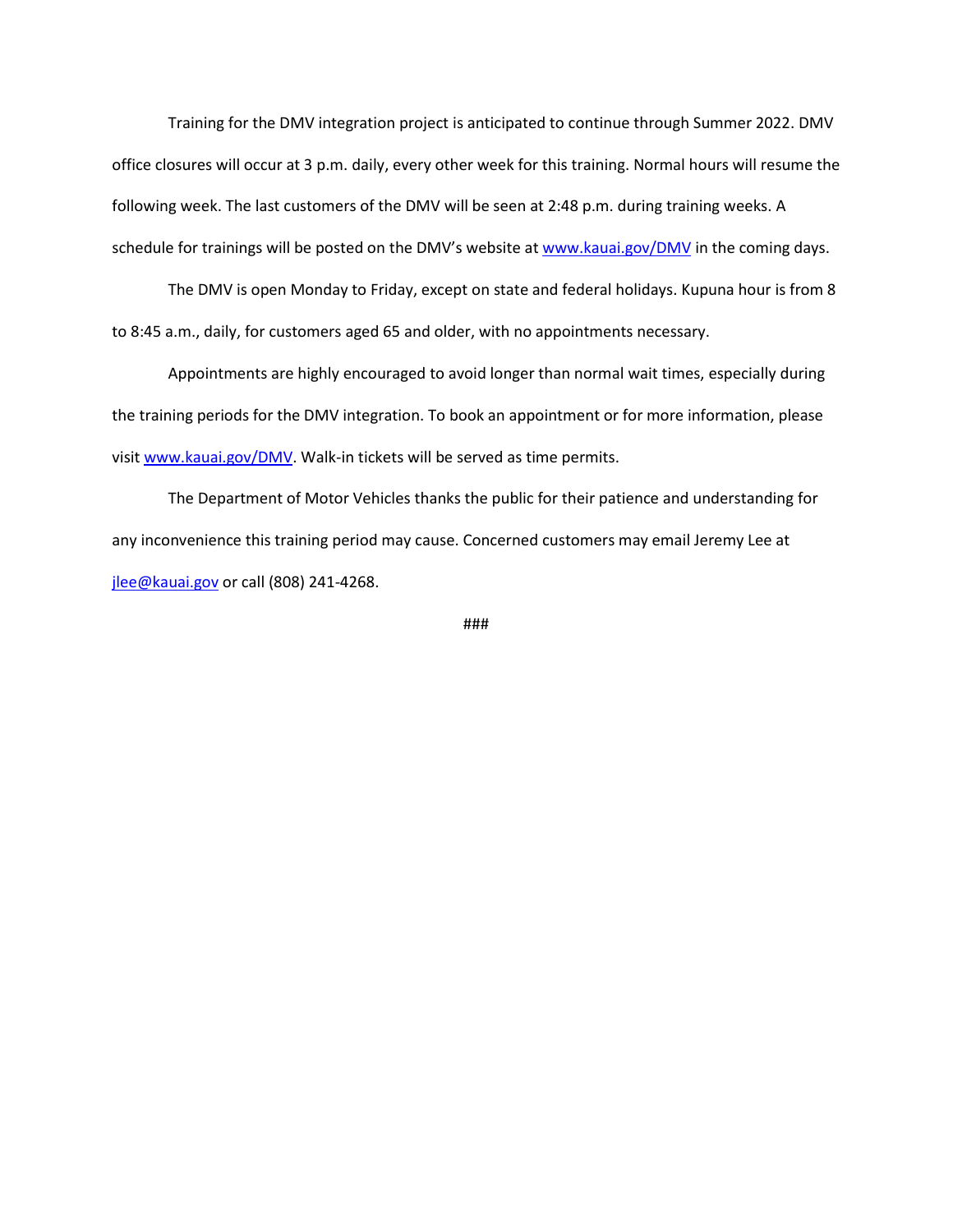Training for the DMV integration project is anticipated to continue through Summer 2022. DMV office closures will occur at 3 p.m. daily, every other week for this training. Normal hours will resume the following week. The last customers of the DMV will be seen at 2:48 p.m. during training weeks. A schedule for trainings will be posted on the DMV's website at www.kauai.gov/DMV in the coming days.

The DMV is open Monday to Friday, except on state and federal holidays. Kupuna hour is from 8 to 8:45 a.m., daily, for customers aged 65 and older, with no appointments necessary.

Appointments are highly encouraged to avoid longer than normal wait times, especially during the training periods for the DMV integration. To book an appointment or for more information, please visit www.kauai.gov/DMV. Walk-in tickets will be served as time permits.

The Department of Motor Vehicles thanks the public for their patience and understanding for any inconvenience this training period may cause. Concerned customers may email Jeremy Lee at jlee@kauai.gov or call (808) 241-4268.

###